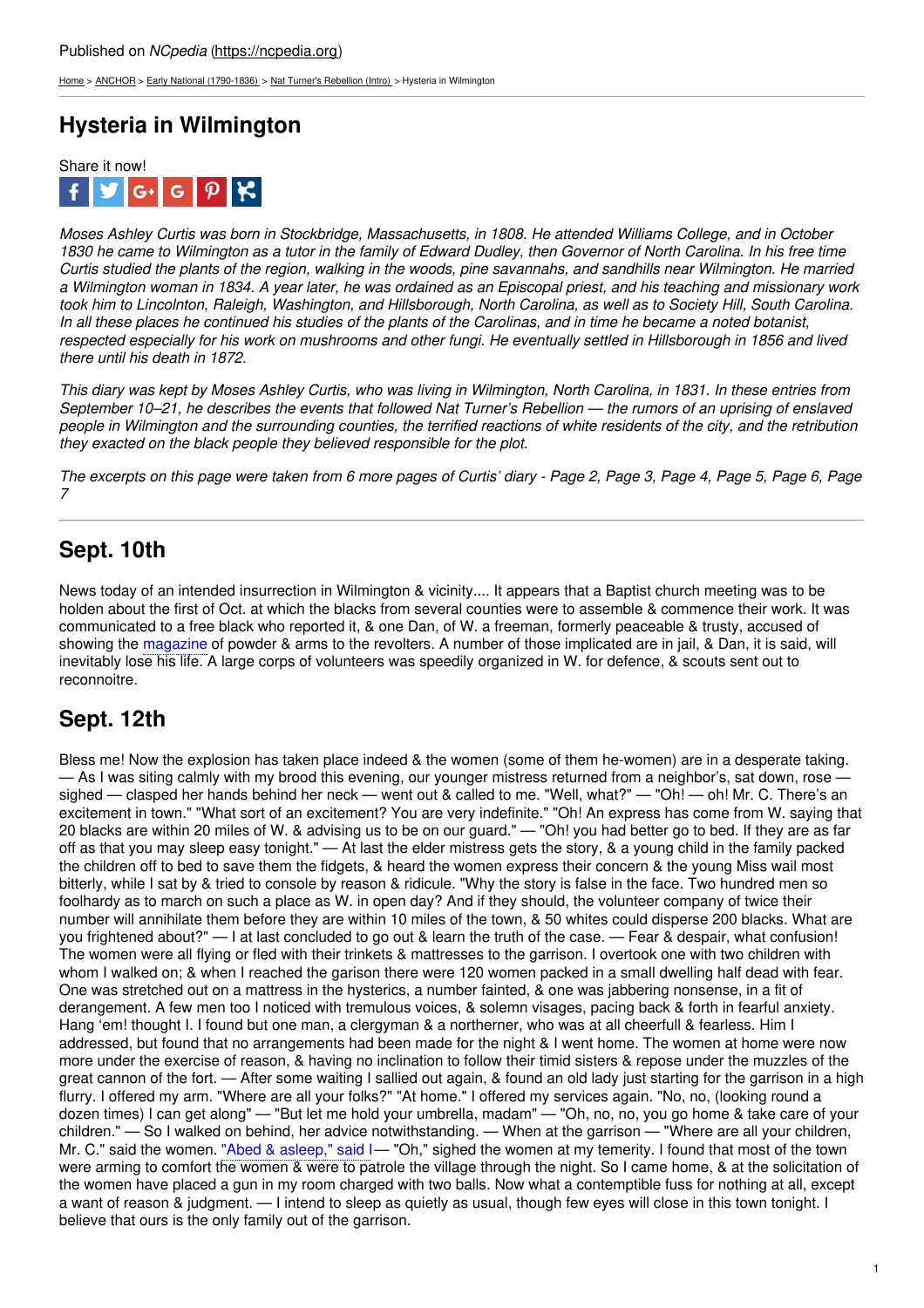Published on *NCpedia* (https://ncpedia.org)

Home > ANCHOR > Early National (1790-1836) > Nat Turner's Rebellion (Intro) > Hysteria in Wilmington

# Hysteria in Wilmington

Share it now!

*Moses Ashley Curtis was born in Stockbridge, Massachusetts, in 1808. He attended Williams College, and in October 1830 he came to Wilmington as a tutor in the family of Edward Dudley, then Governor of North Carolina. In his free time Curtis studied the plants of the region, walking in the woods, pine savannahs, and sandhills near Wilmington. He married a Wilmington woman in 1834. A year later, he was ordained as an Episcopal priest, and his teaching and missionary work took him to Lincolnton, Raleigh, Washington, and Hillsborough, North Carolina, as well as to Society Hill, South Carolina. In all these places he continued his studies of the plants of the Carolinas, and in time he became a noted botanist, respected especially for his work on mushrooms and other fungi. He eventually settled in Hillsborough in 1856 and lived there until his death in 1872.*

*This diary was kept by Moses Ashley Curtis, who was living in Wilmington, North Carolina, in 1831. In these entries from September 10–21, he describes the events that followed Nat Turner's Rebellion — the rumors of an uprising of enslaved people in Wilmington and the surrounding counties, the terrified reactions of white residents of the city, and the retribution they exacted on the black people they believed responsible for the plot.*

*The excerpts on this page were taken from 6 more pages of Curtis' diary - Page 2, Page 3, Page 4, Page 5, Page 6, Page 7*

---

## Sept. 10th

News today of an intended insurrection in Wilmington & vicinity.... It appears that a Baptist church meeting was to be holden about the first of Oct. at which the blacks from several counties were to assemble & commence their work. It was communicated to a free black who reported it, & one Dan, of W. a freeman, formerly peaceable & trusty, accused of showing the magazine of powder & arms to the revolters. A number of those implicated are in jail, & Dan, it is said, will inevitably lose his life. A large corps of volunteers was speedily organized in W. for defence, & scouts sent out to reconnoitre.

## Sept. 12th

Bless me! Now the explosion has taken place indeed & the women (some of them he-women) are in a desperate taking. — As I was siting calmly with my brood this evening, our younger mistress returned from a neighbor's, sat down, rose — sighed — clasped her hands behind her neck — went out & called to me. "Well, what?" — "Oh! — oh! Mr. C. There's an excitement in town." "What sort of an excitement? You are very indefinite." "Oh! An express has come from W. saying that 20 blacks are within 20 miles of W. & advising us to be on our guard." — "Oh! you had better go to bed. If they are as far off as that you may sleep easy tonight." — At last the elder mistress gets the story, & a young child in the family packed the children off to bed to save them the fidgets, & heard the women express their concern & the young Miss wail most bitterly, while I sat by & tried to console by reason & ridicule. "Why the story is false in the face. Two hundred men so foolhardy as to march on such a place as W. in open day? And if they should, the volunteer company of twice their number will annihilate them before they are within 10 miles of the town, & 50 whites could disperse 200 blacks. What are you frightened about?" — I at last concluded to go out & learn the truth of the case. — Fear & despair, what confusion! The women were all flying or fled with their trinkets & mattresses to the garrison. I overtook one with two children with whom I walked on; & when I reached the garison there were 120 women packed in a small dwelling half dead with fear. One was stretched out on a mattress in the hysterics, a number fainted, & one was jabbering nonsense, in a fit of derangement. A few men too I noticed with tremulous voices, & solemn visages, pacing back & forth in fearful anxiety. Hang 'em! thought I. I found but one man, a clergyman & a northerner, who was at all cheerfull & fearless. Him I addressed, but found that no arrangements had been made for the night & I went home. The women at home were now more under the exercise of reason, & having no inclination to follow their timid sisters & repose under the muzzles of the great cannon of the fort. — After some waiting I sallied out again, & found an old lady just starting for the garrison in a high flurry. I offered my arm. "Where are all your folks?" "At home." I offered my services again. "No, no, (looking round a dozen times) I can get along" — "But let me hold your umbrella, madam" — "Oh, no, no, you go home & take care of your children." — So I walked on behind, her advice notwithstanding. — When at the garrison — "Where are all your children, Mr. C." said the women. "Abed & asleep," said I — "Oh," sighed the women at my temerity. I found that most of the town were arming to comfort the women & were to patrole the village through the night. So I came home, & at the solicitation of the women have placed a gun in my room charged with two balls. Now what a contemptible fuss for nothing at all, except a want of reason & judgment. — I intend to sleep as quietly as usual, though few eyes will close in this town tonight. I believe that ours is the only family out of the garrison.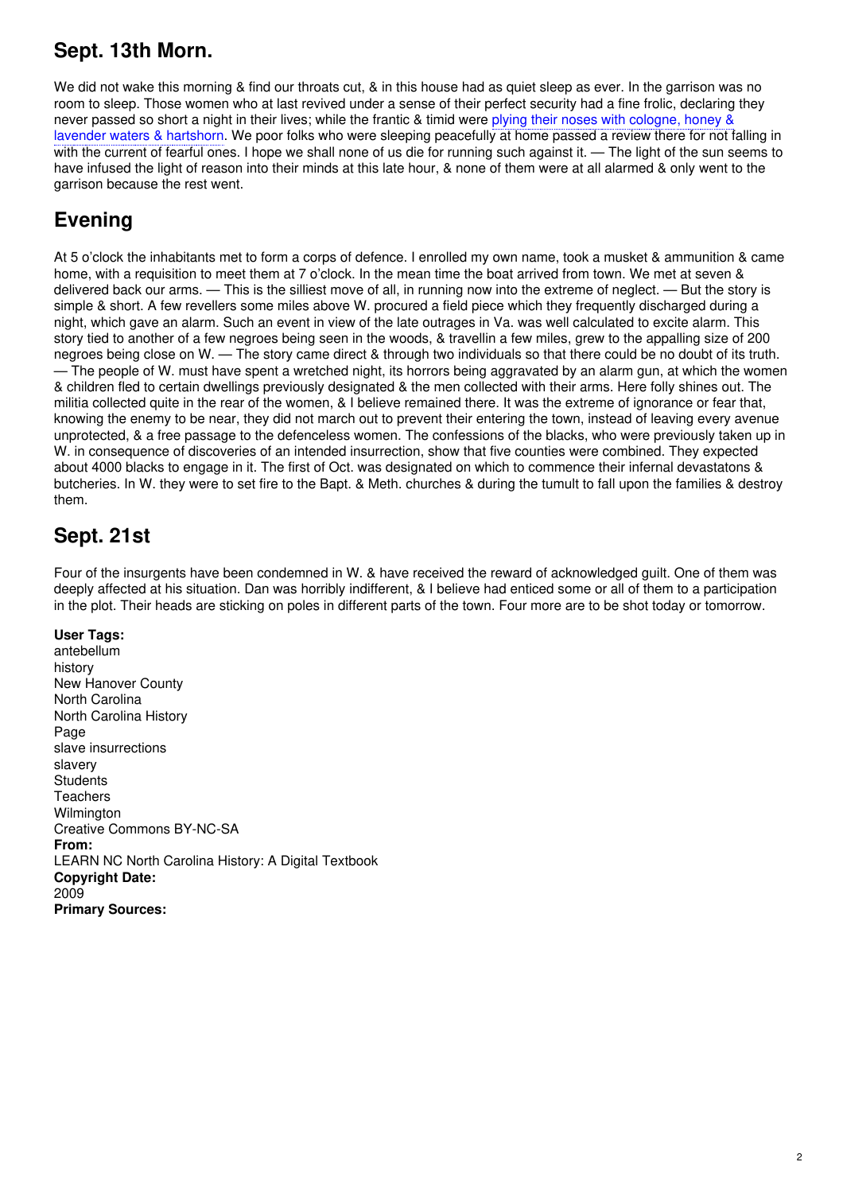## Sept. 13th Morn.

We did not wake this morning & find our throats cut, & in this house had as quiet sleep as ever. In the garrison was no room to sleep. Those women who at last revived under a sense of their perfect security had a fine frolic, declaring they never passed so short a night in their lives; while the frantic & timid were plying their noses with cologne, honey & lavender waters & hartshorn. We poor folks who were sleeping peacefully at home passed a review there for not falling in with the current of fearful ones. I hope we shall none of us die for running such against it. — The light of the sun seems to have infused the light of reason into their minds at this late hour, & none of them were at all alarmed & only went to the garrison because the rest went.

## Evening

At 5 o'clock the inhabitants met to form a corps of defence. I enrolled my own name, took a musket & ammunition & came home, with a requisition to meet them at 7 o'clock. In the mean time the boat arrived from town. We met at seven & delivered back our arms. — This is the silliest move of all, in running now into the extreme of neglect. — But the story is simple & short. A few revellers some miles above W. procured a field piece which they frequently discharged during a night, which gave an alarm. Such an event in view of the late outrages in Va. was well calculated to excite alarm. This story tied to another of a few negroes being seen in the woods, & travellin a few miles, grew to the appalling size of 200 negroes being close on W. — The story came direct & through two individuals so that there could be no doubt of its truth. — The people of W. must have spent a wretched night, its horrors being aggravated by an alarm gun, at which the women & children fled to certain dwellings previously designated & the men collected with their arms. Here folly shines out. The militia collected quite in the rear of the women, & I believe remained there. It was the extreme of ignorance or fear that, knowing the enemy to be near, they did not march out to prevent their entering the town, instead of leaving every avenue unprotected, & a free passage to the defenceless women. The confessions of the blacks, who were previously taken up in W. in consequence of discoveries of an intended insurrection, show that five counties were combined. They expected about 4000 blacks to engage in it. The first of Oct. was designated on which to commence their infernal devastatons & butcheries. In W. they were to set fire to the Bapt. & Meth. churches & during the tumult to fall upon the families & destroy them.

## Sept. 21st

Four of the insurgents have been condemned in W. & have received the reward of acknowledged guilt. One of them was deeply affected at his situation. Dan was horribly indifferent, & I believe had enticed some or all of them to a participation in the plot. Their heads are sticking on poles in different parts of the town. Four more are to be shot today or tomorrow.

**User Tags:**
antebellum
history
New Hanover County
North Carolina
North Carolina History
Page
slave insurrections
slavery
Students
Teachers
Wilmington
Creative Commons BY-NC-SA
**From:**
LEARN NC North Carolina History: A Digital Textbook
**Copyright Date:**
2009
**Primary Sources:**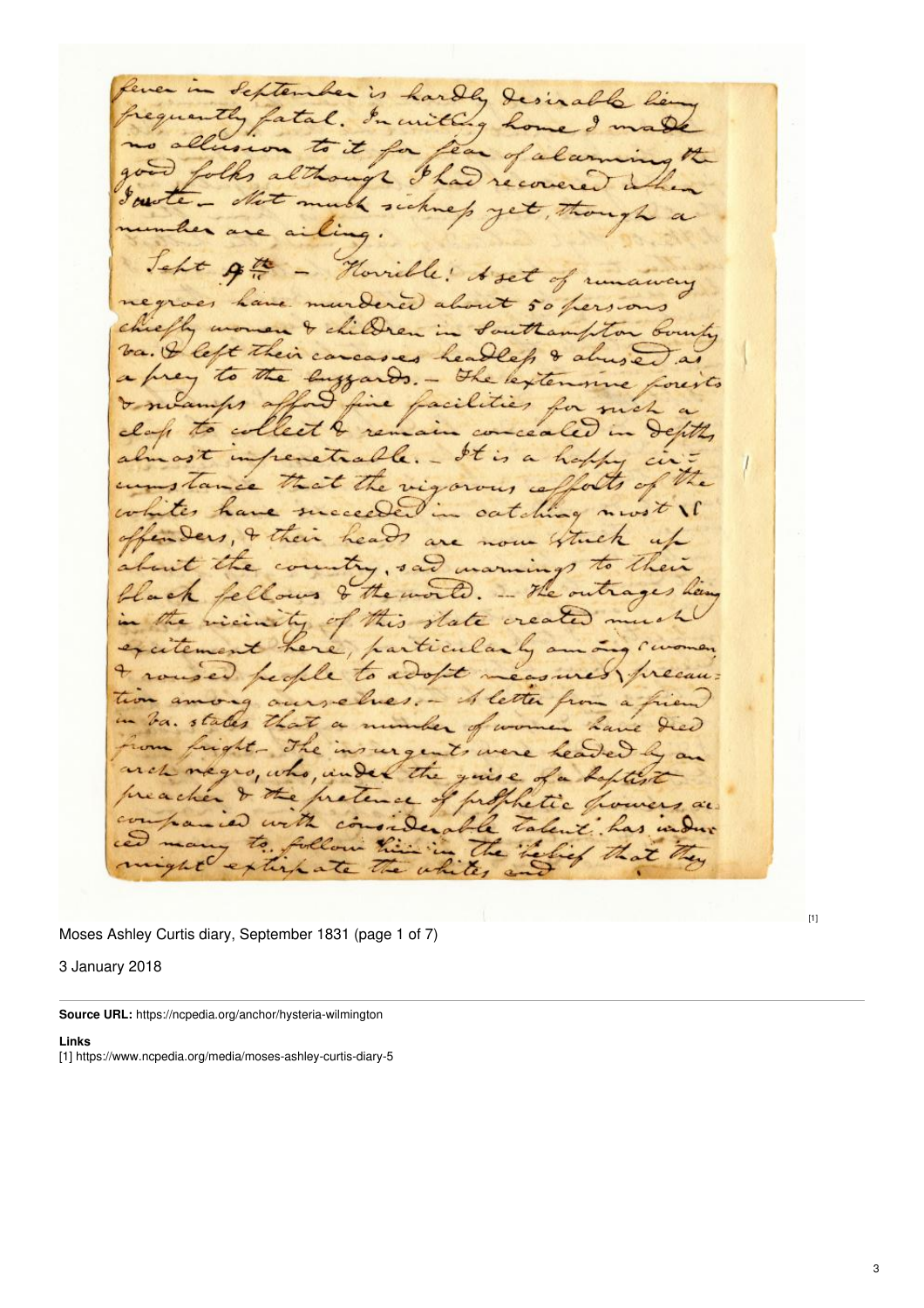fever in September is hardly desirable being frequently fatal. In writing home I made no allusion to it for fear of alarming the good folks although I had recovered when I wrote. – Not much sickness yet, though a number are ailing.

Sept 9th – Horrible! A set of runaway negroes have murdered about 50 persons chiefly women & children in Southampton County Va. & left their carcases headless & abused as a prey to the buzzards. – The extensive forests & swamps afford fine facilities for such a class to collect & remain concealed in depths almost impenetrable. – It is a happy circumstance that the vigorous efforts of the whites have succeeded in catching most of offenders, & their heads are now stuck up about the country, sad warnings to their black fellows & the world. – The outrages being in the vicinity of this state created much excitement here, particularly among women & roused people to adopt measures of precaution among ourselves. – A letter from a friend in Va. states that a number of women have died from fright. The insurgents were headed by an arch negro, who, under the guise of a Baptist preacher & the pretence of prophetic powers accompanied with considerable talent, has induced many to follow him in the belief that they might extirpate the whites and

[1]

Moses Ashley Curtis diary, September 1831 (page 1 of 7)

3 January 2018

---

**Source URL:** https://ncpedia.org/anchor/hysteria-wilmington

**Links**
[1] https://www.ncpedia.org/media/moses-ashley-curtis-diary-5